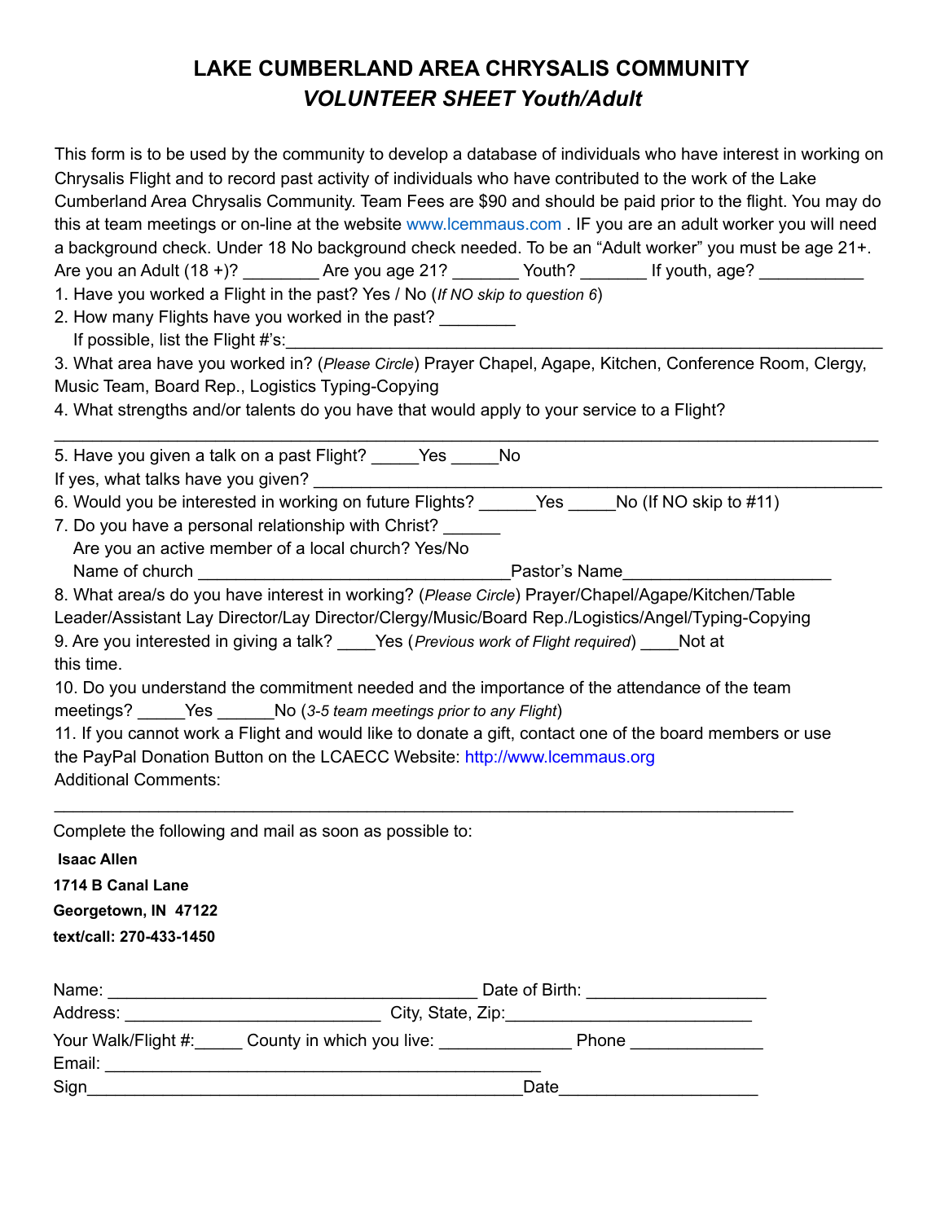# LAKE CUMBERLAND AREA CHRYSALIS COMMUNITY

## *VOLUNTEER SHEET Youth/Adult*

This form is to be used by the community to develop a database of individuals who have interest in working on Chrysalis Flight and to record past activity of individuals who have contributed to the work of the Lake Cumberland Area Chrysalis Community. Team Fees are $90 and should be paid prior to the flight. You may do this at team meetings or on-line at the website www.lcemmaus.com . IF you are an adult worker you will need a background check. Under 18 No background check needed. To be an "Adult worker" you must be age 21+.

Are you an Adult (18 +)? ________ Are you age 21? _______ Youth? _______ If youth, age? ___________

1. Have you worked a Flight in the past? Yes / No (*If NO skip to question 6*)
2. How many Flights have you worked in the past? ________
   If possible, list the Flight #'s:___________________________________________________________
3. What area have you worked in? (*Please Circle*) Prayer Chapel, Agape, Kitchen, Conference Room, Clergy, Music Team, Board Rep., Logistics Typing-Copying
4. What strengths and/or talents do you have that would apply to your service to a Flight?
   ___________________________________________________________________________________
5. Have you given a talk on a past Flight? _____Yes _____No
   If yes, what talks have you given? ______________________________________________________
6. Would you be interested in working on future Flights? ______Yes _____No (If NO skip to #11)
7. Do you have a personal relationship with Christ? ______
   Are you an active member of a local church? Yes/No
   Name of church _________________________________Pastor's Name_____________________
8. What area/s do you have interest in working? (*Please Circle*) Prayer/Chapel/Agape/Kitchen/Table Leader/Assistant Lay Director/Lay Director/Clergy/Music/Board Rep./Logistics/Angel/Typing-Copying
9. Are you interested in giving a talk? ____Yes (*Previous work of Flight required*) ____Not at this time.
10. Do you understand the commitment needed and the importance of the attendance of the team meetings? _____Yes ______No (*3-5 team meetings prior to any Flight*)
11. If you cannot work a Flight and would like to donate a gift, contact one of the board members or use the PayPal Donation Button on the LCAECC Website: http://www.lcemmaus.org

Additional Comments:

___________________________________________________________________________________

Complete the following and mail as soon as possible to:

**Isaac Allen**
**1714 B Canal Lane**
**Georgetown, IN 47122**
**text/call: 270-433-1450**

Name: _______________________________________ Date of Birth: ___________________
Address: ___________________________ City, State, Zip:__________________________
Your Walk/Flight #:_____ County in which you live: ______________ Phone ______________
Email: ______________________________________________
Sign______________________________________________Date_____________________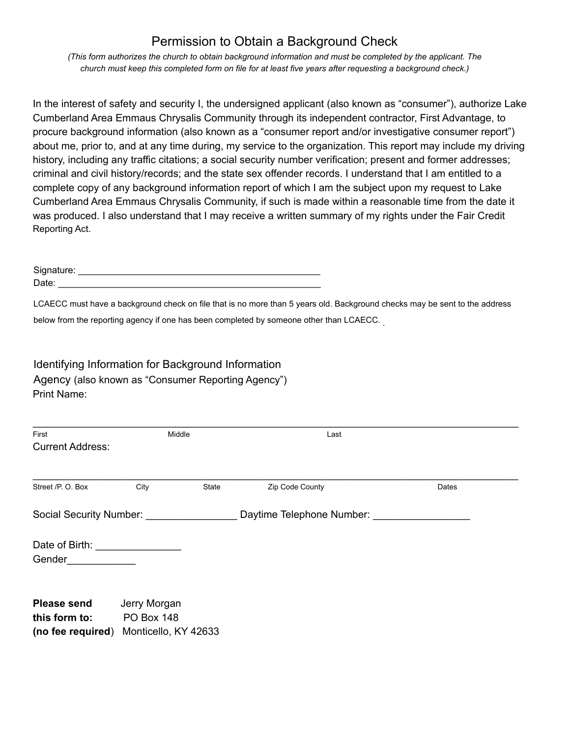# Permission to Obtain a Background Check

*(This form authorizes the church to obtain background information and must be completed by the applicant. The church must keep this completed form on file for at least five years after requesting a background check.)*

In the interest of safety and security I, the undersigned applicant (also known as "consumer"), authorize Lake Cumberland Area Emmaus Chrysalis Community through its independent contractor, First Advantage, to procure background information (also known as a "consumer report and/or investigative consumer report") about me, prior to, and at any time during, my service to the organization. This report may include my driving history, including any traffic citations; a social security number verification; present and former addresses; criminal and civil history/records; and the state sex offender records. I understand that I am entitled to a complete copy of any background information report of which I am the subject upon my request to Lake Cumberland Area Emmaus Chrysalis Community, if such is made within a reasonable time from the date it was produced. I also understand that I may receive a written summary of my rights under the Fair Credit Reporting Act.

Signature: ______________________________________________

Date: __________________________________________________

LCAECC must have a background check on file that is no more than 5 years old. Background checks may be sent to the address below from the reporting agency if one has been completed by someone other than LCAECC.

Identifying Information for Background Information Agency (also known as "Consumer Reporting Agency")

Print Name:

______________________________________________________________________________

First　　　　　　　　Middle　　　　　　　　Last

Current Address:

______________________________________________________________________________

Street /P. O. Box　　　City　　　State　　　Zip Code County　　　Dates

Social Security Number: ________________ Daytime Telephone Number: _________________

Date of Birth: _______________

Gender____________

**Please send this form to: (no fee required)** Jerry Morgan
PO Box 148
Monticello, KY 42633